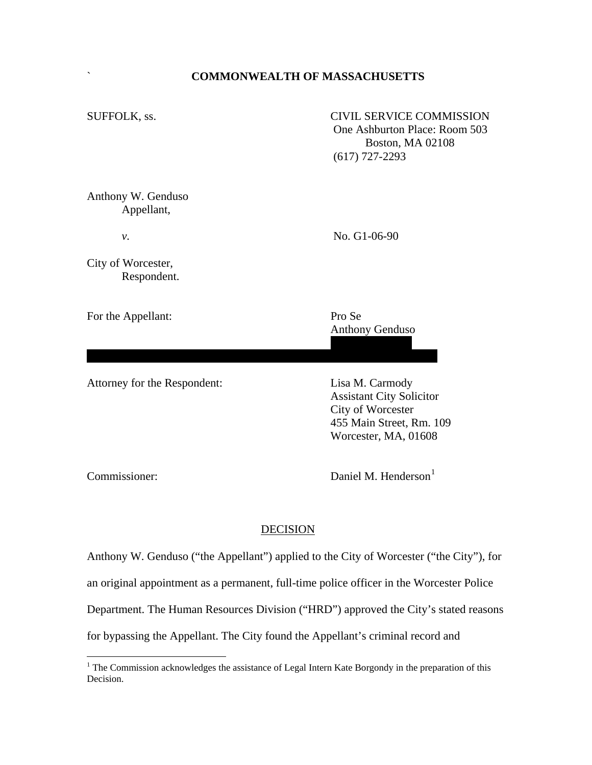`

# COMMONWEALTH OF MASSACHUSETTS

SUFFOLK, ss.

CIVIL SERVICE COMMISSION
One Ashburton Place: Room 503
Boston, MA 02108
(617) 727-2293

Anthony W. Genduso
Appellant,

*v.*

No. G1-06-90

City of Worcester,
Respondent.

For the Appellant:

Pro Se
Anthony Genduso

Attorney for the Respondent:

Lisa M. Carmody
Assistant City Solicitor
City of Worcester
455 Main Street, Rm. 109
Worcester, MA, 01608

Commissioner:

Daniel M. Henderson[1]

## DECISION

Anthony W. Genduso ("the Appellant") applied to the City of Worcester ("the City"), for an original appointment as a permanent, full-time police officer in the Worcester Police Department. The Human Resources Division ("HRD") approved the City's stated reasons for bypassing the Appellant. The City found the Appellant's criminal record and

---

[1] The Commission acknowledges the assistance of Legal Intern Kate Borgondy in the preparation of this Decision.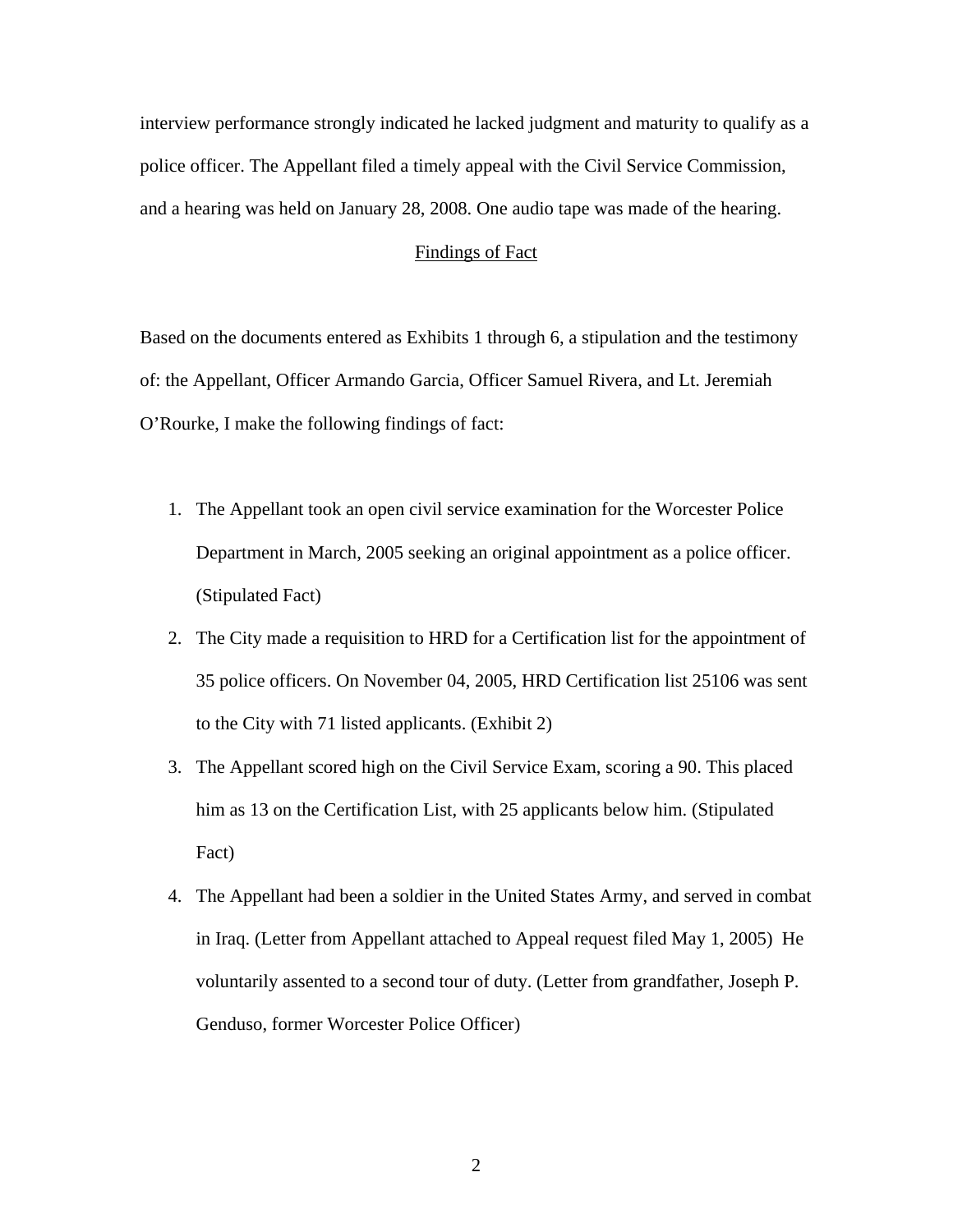interview performance strongly indicated he lacked judgment and maturity to qualify as a police officer. The Appellant filed a timely appeal with the Civil Service Commission, and a hearing was held on January 28, 2008. One audio tape was made of the hearing.

## Findings of Fact

Based on the documents entered as Exhibits 1 through 6, a stipulation and the testimony of: the Appellant, Officer Armando Garcia, Officer Samuel Rivera, and Lt. Jeremiah O'Rourke, I make the following findings of fact:

1. The Appellant took an open civil service examination for the Worcester Police Department in March, 2005 seeking an original appointment as a police officer. (Stipulated Fact)
2. The City made a requisition to HRD for a Certification list for the appointment of 35 police officers. On November 04, 2005, HRD Certification list 25106 was sent to the City with 71 listed applicants. (Exhibit 2)
3. The Appellant scored high on the Civil Service Exam, scoring a 90. This placed him as 13 on the Certification List, with 25 applicants below him. (Stipulated Fact)
4. The Appellant had been a soldier in the United States Army, and served in combat in Iraq. (Letter from Appellant attached to Appeal request filed May 1, 2005) He voluntarily assented to a second tour of duty. (Letter from grandfather, Joseph P. Genduso, former Worcester Police Officer)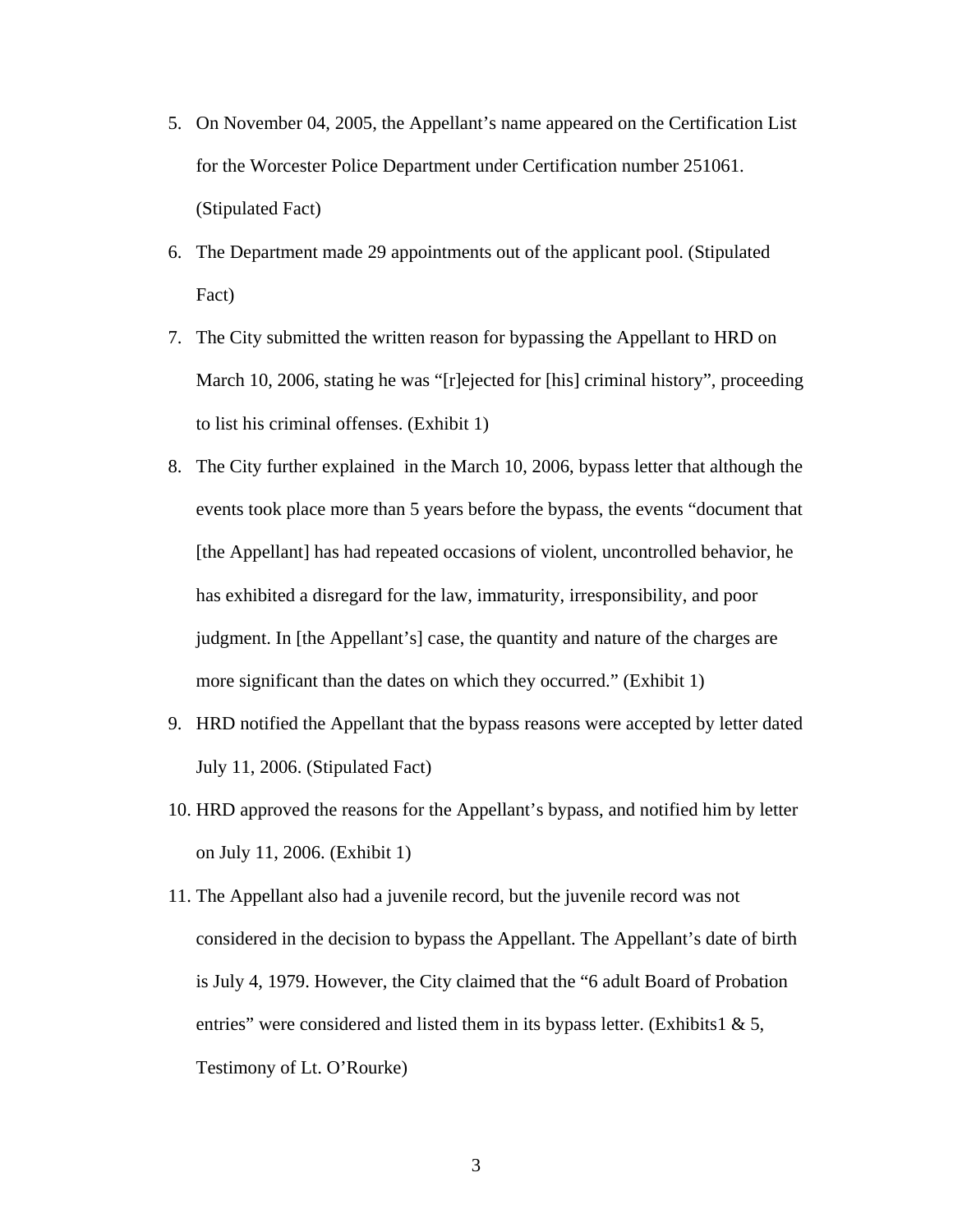5. On November 04, 2005, the Appellant's name appeared on the Certification List for the Worcester Police Department under Certification number 251061. (Stipulated Fact)
6. The Department made 29 appointments out of the applicant pool. (Stipulated Fact)
7. The City submitted the written reason for bypassing the Appellant to HRD on March 10, 2006, stating he was "[r]ejected for [his] criminal history", proceeding to list his criminal offenses. (Exhibit 1)
8. The City further explained in the March 10, 2006, bypass letter that although the events took place more than 5 years before the bypass, the events "document that [the Appellant] has had repeated occasions of violent, uncontrolled behavior, he has exhibited a disregard for the law, immaturity, irresponsibility, and poor judgment. In [the Appellant's] case, the quantity and nature of the charges are more significant than the dates on which they occurred." (Exhibit 1)
9. HRD notified the Appellant that the bypass reasons were accepted by letter dated July 11, 2006. (Stipulated Fact)
10. HRD approved the reasons for the Appellant's bypass, and notified him by letter on July 11, 2006. (Exhibit 1)
11. The Appellant also had a juvenile record, but the juvenile record was not considered in the decision to bypass the Appellant. The Appellant's date of birth is July 4, 1979. However, the City claimed that the "6 adult Board of Probation entries" were considered and listed them in its bypass letter. (Exhibits1 & 5, Testimony of Lt. O'Rourke)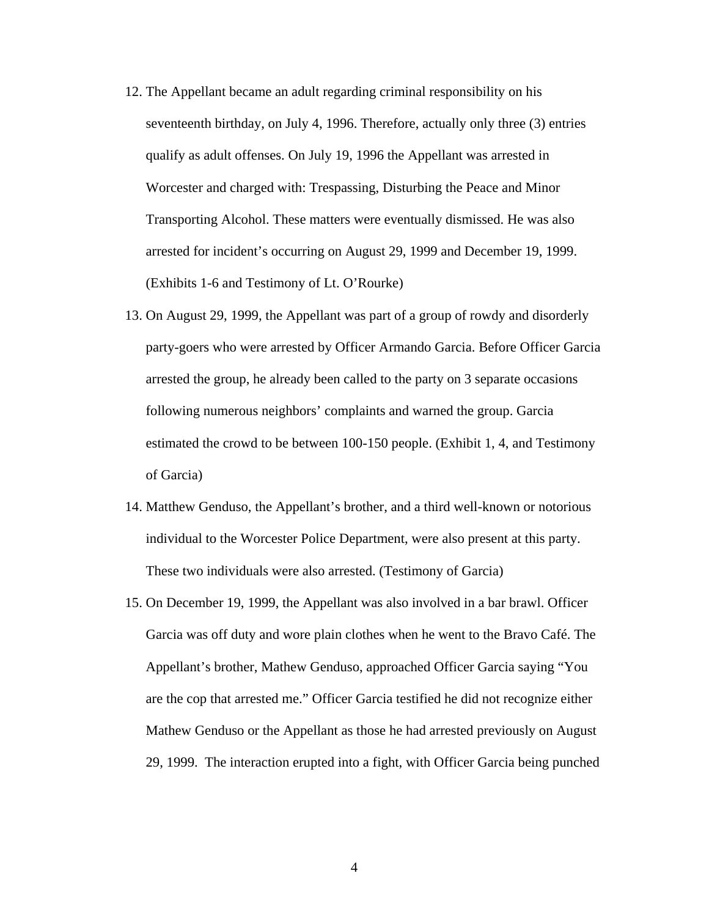12. The Appellant became an adult regarding criminal responsibility on his seventeenth birthday, on July 4, 1996. Therefore, actually only three (3) entries qualify as adult offenses. On July 19, 1996 the Appellant was arrested in Worcester and charged with: Trespassing, Disturbing the Peace and Minor Transporting Alcohol. These matters were eventually dismissed. He was also arrested for incident's occurring on August 29, 1999 and December 19, 1999. (Exhibits 1-6 and Testimony of Lt. O'Rourke)
13. On August 29, 1999, the Appellant was part of a group of rowdy and disorderly party-goers who were arrested by Officer Armando Garcia. Before Officer Garcia arrested the group, he already been called to the party on 3 separate occasions following numerous neighbors' complaints and warned the group. Garcia estimated the crowd to be between 100-150 people. (Exhibit 1, 4, and Testimony of Garcia)
14. Matthew Genduso, the Appellant's brother, and a third well-known or notorious individual to the Worcester Police Department, were also present at this party. These two individuals were also arrested. (Testimony of Garcia)
15. On December 19, 1999, the Appellant was also involved in a bar brawl. Officer Garcia was off duty and wore plain clothes when he went to the Bravo Café. The Appellant's brother, Mathew Genduso, approached Officer Garcia saying "You are the cop that arrested me." Officer Garcia testified he did not recognize either Mathew Genduso or the Appellant as those he had arrested previously on August 29, 1999. The interaction erupted into a fight, with Officer Garcia being punched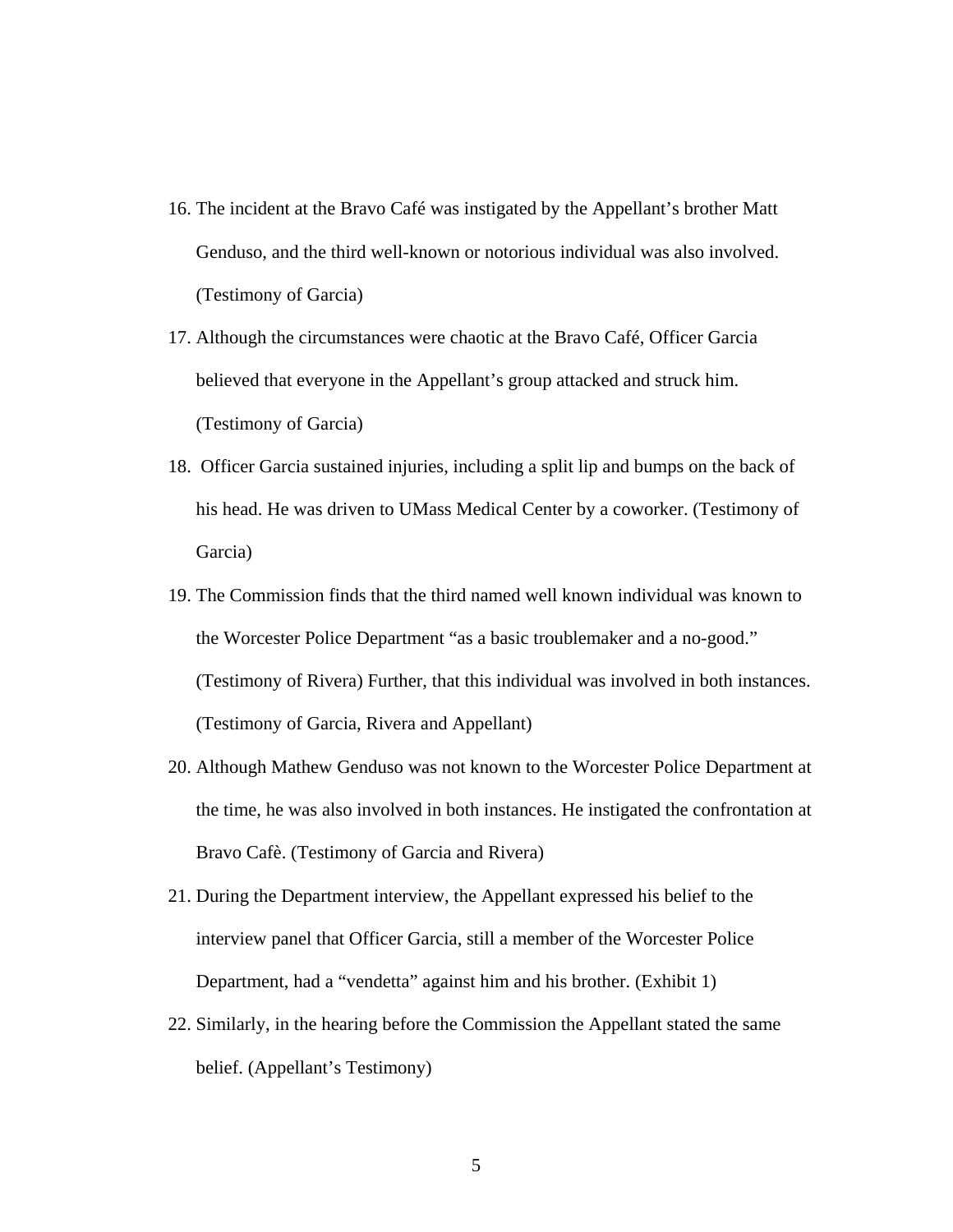16. The incident at the Bravo Café was instigated by the Appellant's brother Matt Genduso, and the third well-known or notorious individual was also involved. (Testimony of Garcia)
17. Although the circumstances were chaotic at the Bravo Café, Officer Garcia believed that everyone in the Appellant's group attacked and struck him. (Testimony of Garcia)
18. Officer Garcia sustained injuries, including a split lip and bumps on the back of his head. He was driven to UMass Medical Center by a coworker. (Testimony of Garcia)
19. The Commission finds that the third named well known individual was known to the Worcester Police Department "as a basic troublemaker and a no-good." (Testimony of Rivera) Further, that this individual was involved in both instances. (Testimony of Garcia, Rivera and Appellant)
20. Although Mathew Genduso was not known to the Worcester Police Department at the time, he was also involved in both instances. He instigated the confrontation at Bravo Cafè. (Testimony of Garcia and Rivera)
21. During the Department interview, the Appellant expressed his belief to the interview panel that Officer Garcia, still a member of the Worcester Police Department, had a "vendetta" against him and his brother. (Exhibit 1)
22. Similarly, in the hearing before the Commission the Appellant stated the same belief. (Appellant's Testimony)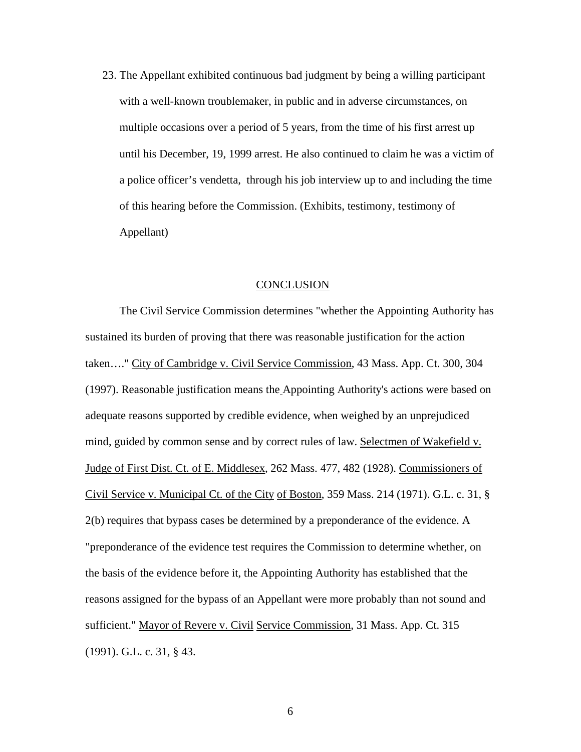23. The Appellant exhibited continuous bad judgment by being a willing participant with a well-known troublemaker, in public and in adverse circumstances, on multiple occasions over a period of 5 years, from the time of his first arrest up until his December, 19, 1999 arrest. He also continued to claim he was a victim of a police officer's vendetta, through his job interview up to and including the time of this hearing before the Commission. (Exhibits, testimony, testimony of Appellant)

## CONCLUSION

The Civil Service Commission determines "whether the Appointing Authority has sustained its burden of proving that there was reasonable justification for the action taken…." City of Cambridge v. Civil Service Commission, 43 Mass. App. Ct. 300, 304 (1997). Reasonable justification means the Appointing Authority's actions were based on adequate reasons supported by credible evidence, when weighed by an unprejudiced mind, guided by common sense and by correct rules of law. Selectmen of Wakefield v. Judge of First Dist. Ct. of E. Middlesex, 262 Mass. 477, 482 (1928). Commissioners of Civil Service v. Municipal Ct. of the City of Boston, 359 Mass. 214 (1971). G.L. c. 31, § 2(b) requires that bypass cases be determined by a preponderance of the evidence. A "preponderance of the evidence test requires the Commission to determine whether, on the basis of the evidence before it, the Appointing Authority has established that the reasons assigned for the bypass of an Appellant were more probably than not sound and sufficient." Mayor of Revere v. Civil Service Commission, 31 Mass. App. Ct. 315 (1991). G.L. c. 31, § 43.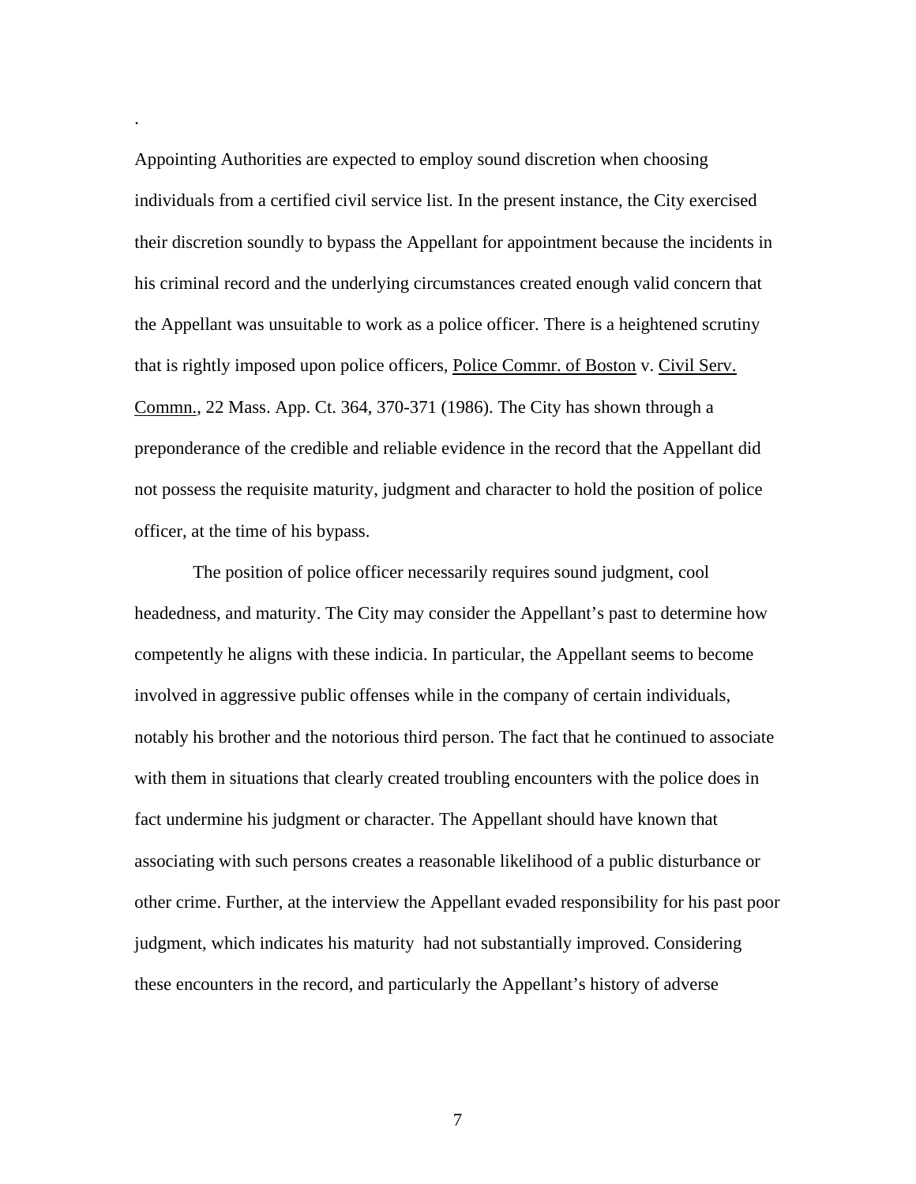.

Appointing Authorities are expected to employ sound discretion when choosing individuals from a certified civil service list. In the present instance, the City exercised their discretion soundly to bypass the Appellant for appointment because the incidents in his criminal record and the underlying circumstances created enough valid concern that the Appellant was unsuitable to work as a police officer. There is a heightened scrutiny that is rightly imposed upon police officers, Police Commr. of Boston v. Civil Serv. Commn., 22 Mass. App. Ct. 364, 370-371 (1986). The City has shown through a preponderance of the credible and reliable evidence in the record that the Appellant did not possess the requisite maturity, judgment and character to hold the position of police officer, at the time of his bypass.

The position of police officer necessarily requires sound judgment, cool headedness, and maturity. The City may consider the Appellant's past to determine how competently he aligns with these indicia. In particular, the Appellant seems to become involved in aggressive public offenses while in the company of certain individuals, notably his brother and the notorious third person. The fact that he continued to associate with them in situations that clearly created troubling encounters with the police does in fact undermine his judgment or character. The Appellant should have known that associating with such persons creates a reasonable likelihood of a public disturbance or other crime. Further, at the interview the Appellant evaded responsibility for his past poor judgment, which indicates his maturity had not substantially improved. Considering these encounters in the record, and particularly the Appellant's history of adverse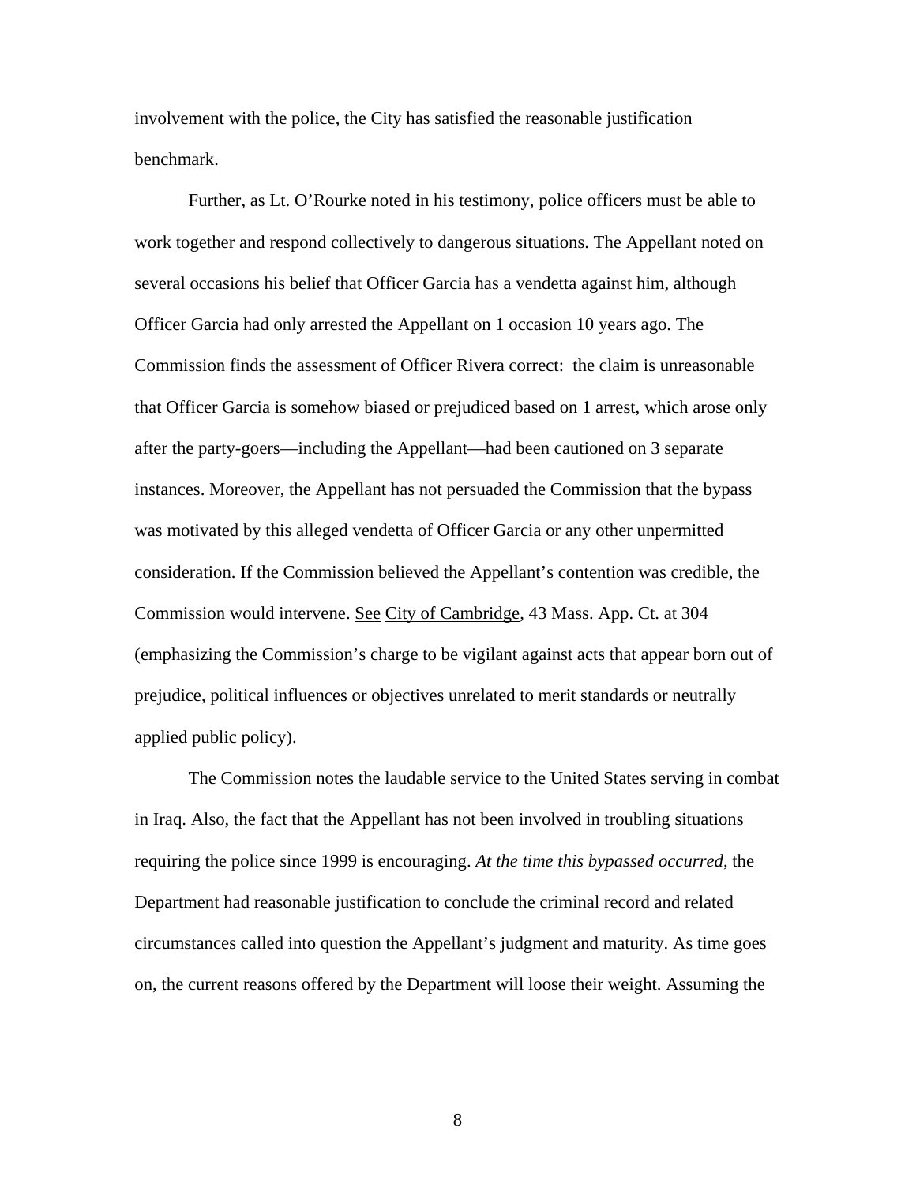involvement with the police, the City has satisfied the reasonable justification benchmark.

Further, as Lt. O'Rourke noted in his testimony, police officers must be able to work together and respond collectively to dangerous situations. The Appellant noted on several occasions his belief that Officer Garcia has a vendetta against him, although Officer Garcia had only arrested the Appellant on 1 occasion 10 years ago. The Commission finds the assessment of Officer Rivera correct: the claim is unreasonable that Officer Garcia is somehow biased or prejudiced based on 1 arrest, which arose only after the party-goers—including the Appellant—had been cautioned on 3 separate instances. Moreover, the Appellant has not persuaded the Commission that the bypass was motivated by this alleged vendetta of Officer Garcia or any other unpermitted consideration. If the Commission believed the Appellant's contention was credible, the Commission would intervene. See City of Cambridge, 43 Mass. App. Ct. at 304 (emphasizing the Commission's charge to be vigilant against acts that appear born out of prejudice, political influences or objectives unrelated to merit standards or neutrally applied public policy).

The Commission notes the laudable service to the United States serving in combat in Iraq. Also, the fact that the Appellant has not been involved in troubling situations requiring the police since 1999 is encouraging. *At the time this bypassed occurred*, the Department had reasonable justification to conclude the criminal record and related circumstances called into question the Appellant's judgment and maturity. As time goes on, the current reasons offered by the Department will loose their weight. Assuming the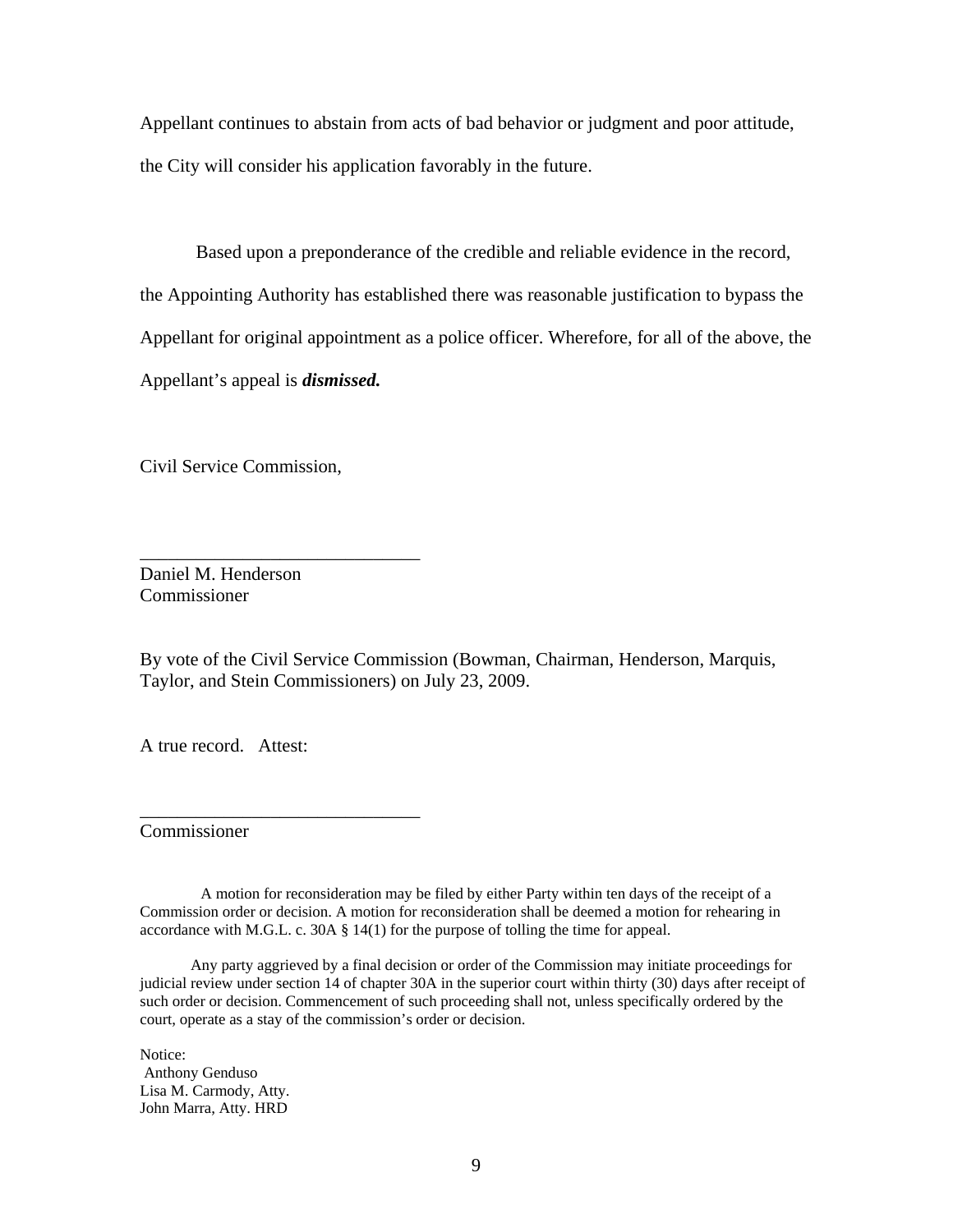Appellant continues to abstain from acts of bad behavior or judgment and poor attitude, the City will consider his application favorably in the future.

Based upon a preponderance of the credible and reliable evidence in the record, the Appointing Authority has established there was reasonable justification to bypass the Appellant for original appointment as a police officer. Wherefore, for all of the above, the Appellant's appeal is ***dismissed.***

Civil Service Commission,

______________________________
Daniel M. Henderson
Commissioner

By vote of the Civil Service Commission (Bowman, Chairman, Henderson, Marquis, Taylor, and Stein Commissioners) on July 23, 2009.

A true record. Attest:

______________________________
Commissioner

A motion for reconsideration may be filed by either Party within ten days of the receipt of a Commission order or decision. A motion for reconsideration shall be deemed a motion for rehearing in accordance with M.G.L. c. 30A § 14(1) for the purpose of tolling the time for appeal.

Any party aggrieved by a final decision or order of the Commission may initiate proceedings for judicial review under section 14 of chapter 30A in the superior court within thirty (30) days after receipt of such order or decision. Commencement of such proceeding shall not, unless specifically ordered by the court, operate as a stay of the commission's order or decision.

Notice:
Anthony Genduso
Lisa M. Carmody, Atty.
John Marra, Atty. HRD